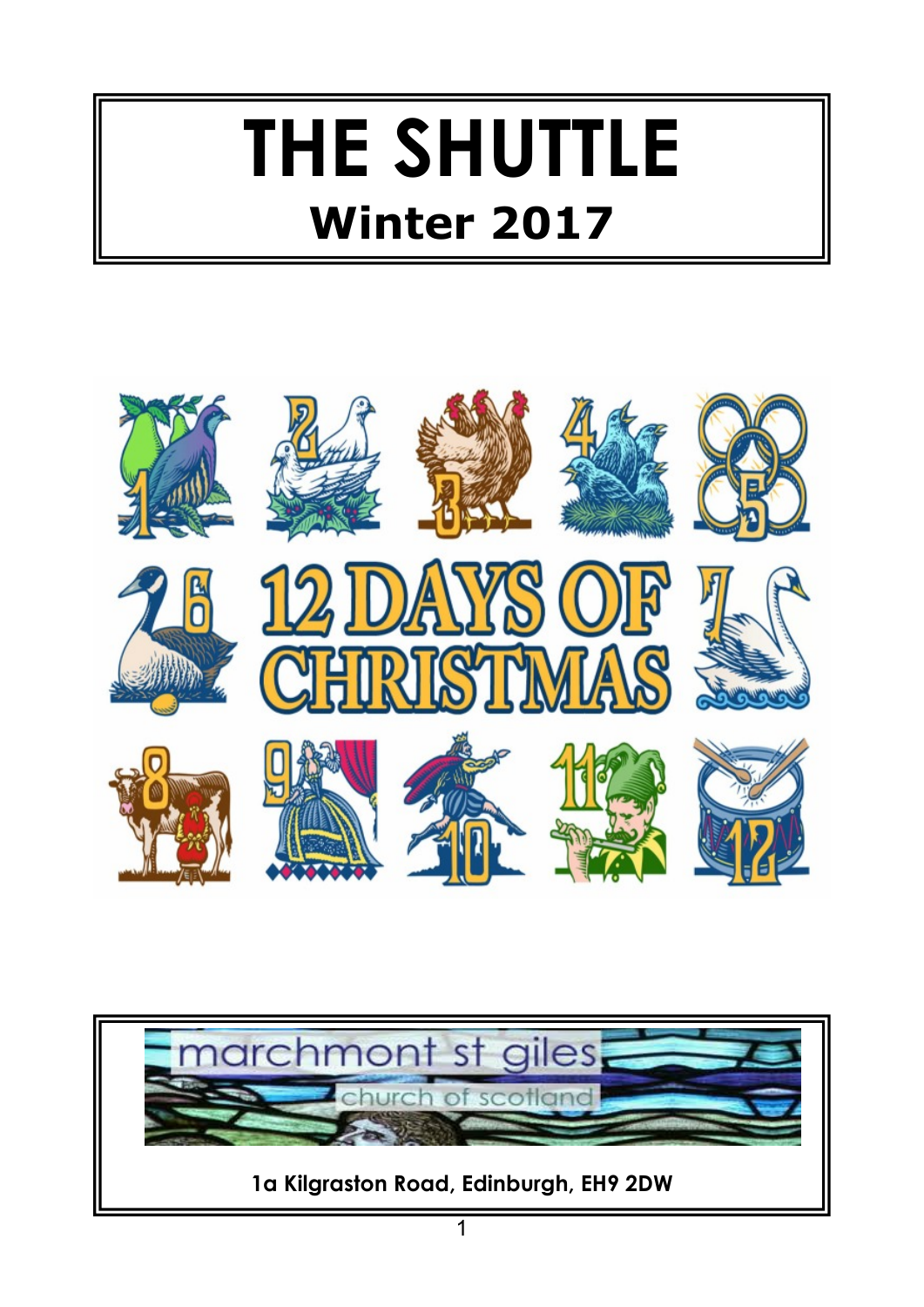# THE SHUTTLE

## Winter 2017

12 DAYS OF CHRISTMAS

marchmont st giles

church of scotland

**1a Kilgraston Road, Edinburgh, EH9 2DW**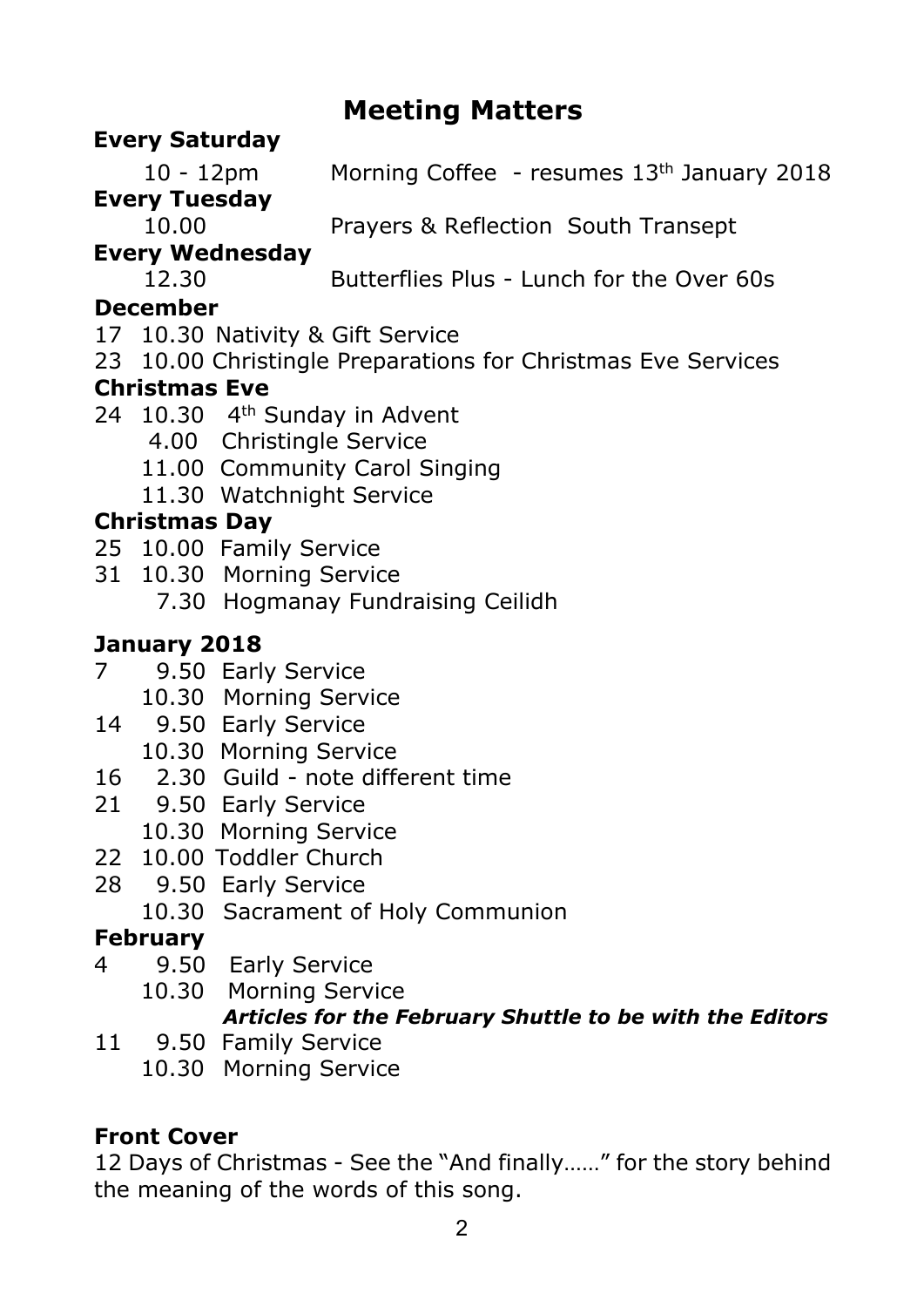# Meeting Matters

**Every Saturday**

10 - 12pm Morning Coffee - resumes 13th January 2018

**Every Tuesday**

10.00 Prayers & Reflection South Transept

**Every Wednesday**

12.30 Butterflies Plus - Lunch for the Over 60s

**December**

17 10.30 Nativity & Gift Service
23 10.00 Christingle Preparations for Christmas Eve Services

**Christmas Eve**

24 10.30 4th Sunday in Advent
4.00 Christingle Service
11.00 Community Carol Singing
11.30 Watchnight Service

**Christmas Day**

25 10.00 Family Service
31 10.30 Morning Service
7.30 Hogmanay Fundraising Ceilidh

**January 2018**

7 9.50 Early Service
10.30 Morning Service
14 9.50 Early Service
10.30 Morning Service
16 2.30 Guild - note different time
21 9.50 Early Service
10.30 Morning Service
22 10.00 Toddler Church
28 9.50 Early Service
10.30 Sacrament of Holy Communion

**February**

4 9.50 Early Service
10.30 Morning Service
***Articles for the February Shuttle to be with the Editors***
11 9.50 Family Service
10.30 Morning Service

**Front Cover**

12 Days of Christmas - See the "And finally……" for the story behind the meaning of the words of this song.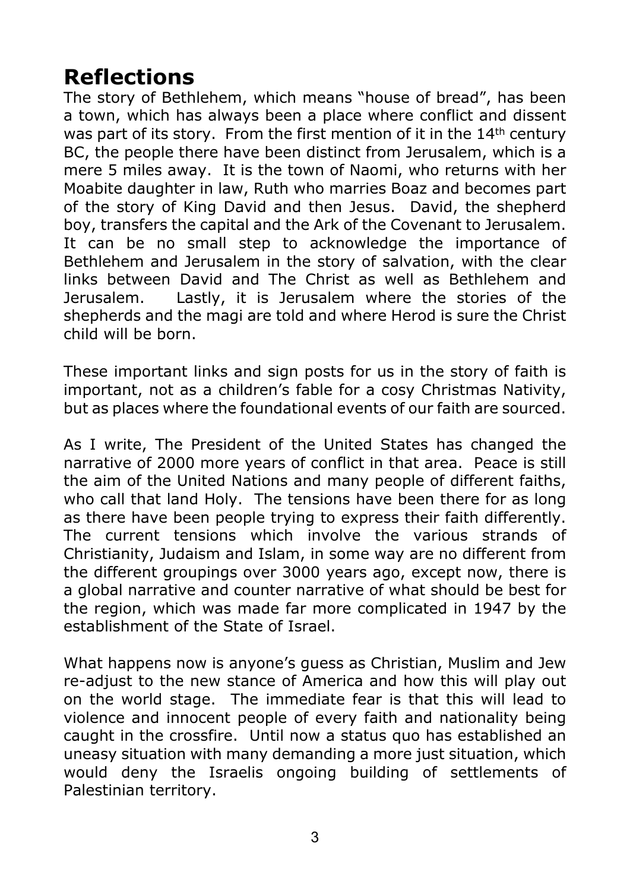# Reflections

The story of Bethlehem, which means "house of bread", has been a town, which has always been a place where conflict and dissent was part of its story. From the first mention of it in the 14th century BC, the people there have been distinct from Jerusalem, which is a mere 5 miles away. It is the town of Naomi, who returns with her Moabite daughter in law, Ruth who marries Boaz and becomes part of the story of King David and then Jesus. David, the shepherd boy, transfers the capital and the Ark of the Covenant to Jerusalem. It can be no small step to acknowledge the importance of Bethlehem and Jerusalem in the story of salvation, with the clear links between David and The Christ as well as Bethlehem and Jerusalem. Lastly, it is Jerusalem where the stories of the shepherds and the magi are told and where Herod is sure the Christ child will be born.

These important links and sign posts for us in the story of faith is important, not as a children's fable for a cosy Christmas Nativity, but as places where the foundational events of our faith are sourced.

As I write, The President of the United States has changed the narrative of 2000 more years of conflict in that area. Peace is still the aim of the United Nations and many people of different faiths, who call that land Holy. The tensions have been there for as long as there have been people trying to express their faith differently. The current tensions which involve the various strands of Christianity, Judaism and Islam, in some way are no different from the different groupings over 3000 years ago, except now, there is a global narrative and counter narrative of what should be best for the region, which was made far more complicated in 1947 by the establishment of the State of Israel.

What happens now is anyone's guess as Christian, Muslim and Jew re-adjust to the new stance of America and how this will play out on the world stage. The immediate fear is that this will lead to violence and innocent people of every faith and nationality being caught in the crossfire. Until now a status quo has established an uneasy situation with many demanding a more just situation, which would deny the Israelis ongoing building of settlements of Palestinian territory.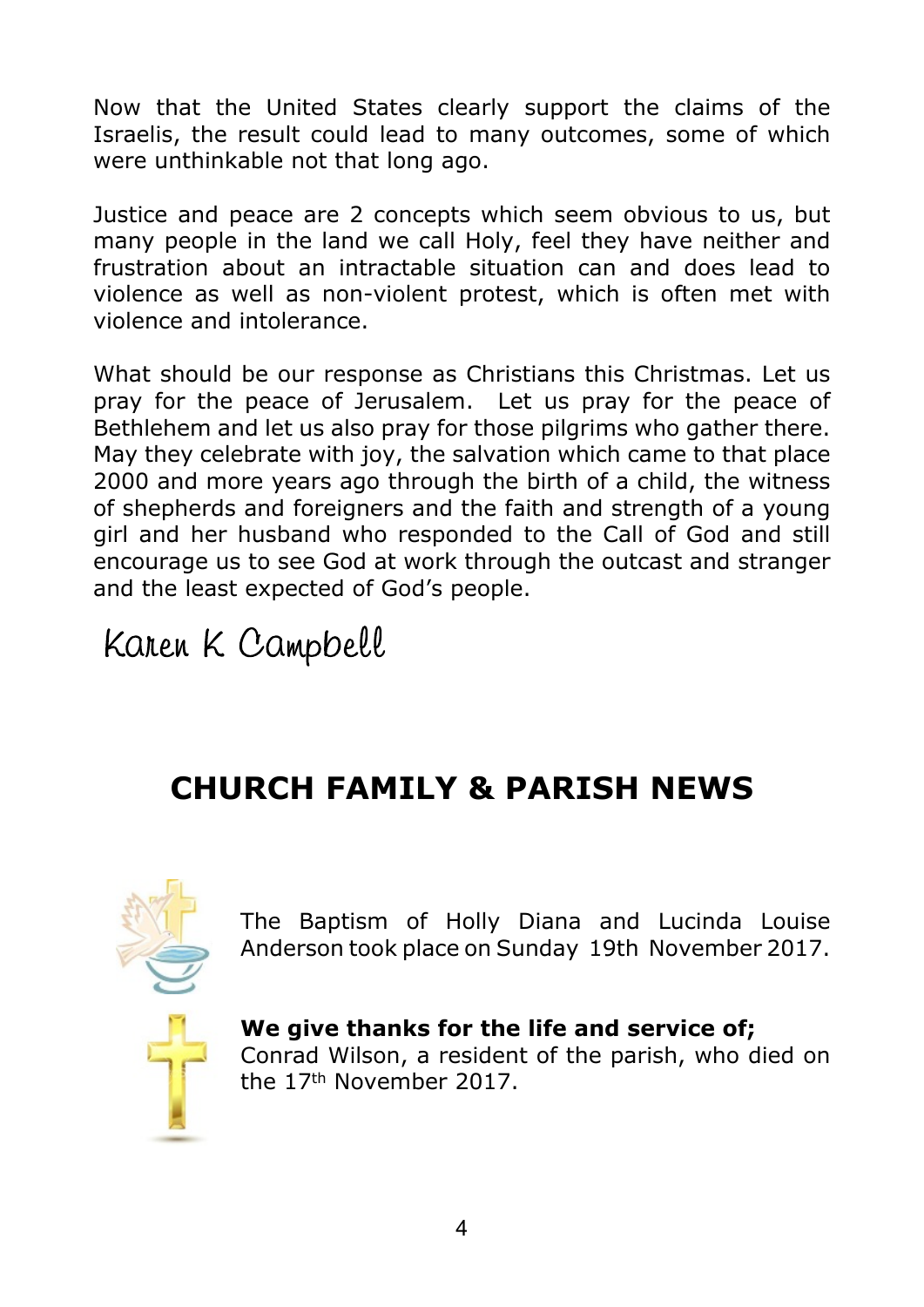Now that the United States clearly support the claims of the Israelis, the result could lead to many outcomes, some of which were unthinkable not that long ago.

Justice and peace are 2 concepts which seem obvious to us, but many people in the land we call Holy, feel they have neither and frustration about an intractable situation can and does lead to violence as well as non-violent protest, which is often met with violence and intolerance.

What should be our response as Christians this Christmas. Let us pray for the peace of Jerusalem. Let us pray for the peace of Bethlehem and let us also pray for those pilgrims who gather there. May they celebrate with joy, the salvation which came to that place 2000 and more years ago through the birth of a child, the witness of shepherds and foreigners and the faith and strength of a young girl and her husband who responded to the Call of God and still encourage us to see God at work through the outcast and stranger and the least expected of God's people.

Karen K Campbell

## CHURCH FAMILY & PARISH NEWS

The Baptism of Holly Diana and Lucinda Louise Anderson took place on Sunday 19th November 2017.

**We give thanks for the life and service of;**
Conrad Wilson, a resident of the parish, who died on the 17th November 2017.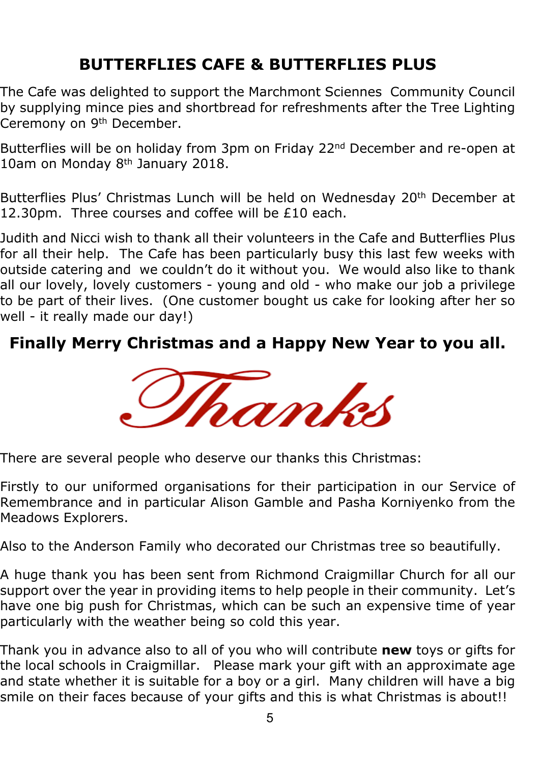## BUTTERFLIES CAFE & BUTTERFLIES PLUS

The Cafe was delighted to support the Marchmont Sciennes Community Council by supplying mince pies and shortbread for refreshments after the Tree Lighting Ceremony on 9th December.

Butterflies will be on holiday from 3pm on Friday 22nd December and re-open at 10am on Monday 8th January 2018.

Butterflies Plus' Christmas Lunch will be held on Wednesday 20th December at 12.30pm. Three courses and coffee will be £10 each.

Judith and Nicci wish to thank all their volunteers in the Cafe and Butterflies Plus for all their help. The Cafe has been particularly busy this last few weeks with outside catering and we couldn't do it without you. We would also like to thank all our lovely, lovely customers - young and old - who make our job a privilege to be part of their lives. (One customer bought us cake for looking after her so well - it really made our day!)

**Finally Merry Christmas and a Happy New Year to you all.**

## Thanks

There are several people who deserve our thanks this Christmas:

Firstly to our uniformed organisations for their participation in our Service of Remembrance and in particular Alison Gamble and Pasha Korniyenko from the Meadows Explorers.

Also to the Anderson Family who decorated our Christmas tree so beautifully.

A huge thank you has been sent from Richmond Craigmillar Church for all our support over the year in providing items to help people in their community. Let's have one big push for Christmas, which can be such an expensive time of year particularly with the weather being so cold this year.

Thank you in advance also to all of you who will contribute **new** toys or gifts for the local schools in Craigmillar. Please mark your gift with an approximate age and state whether it is suitable for a boy or a girl. Many children will have a big smile on their faces because of your gifts and this is what Christmas is about!!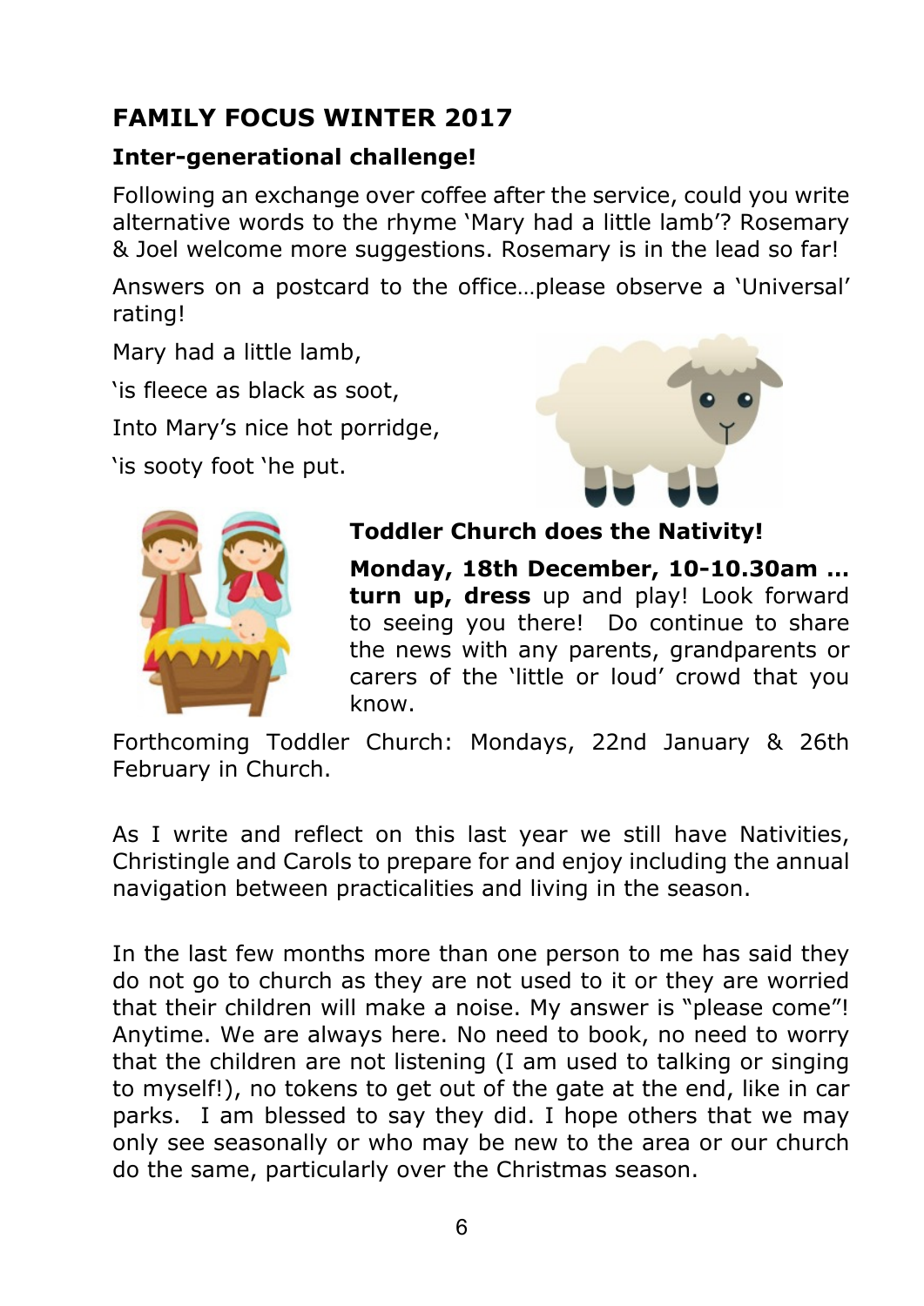## FAMILY FOCUS WINTER 2017

### Inter-generational challenge!

Following an exchange over coffee after the service, could you write alternative words to the rhyme 'Mary had a little lamb'? Rosemary & Joel welcome more suggestions. Rosemary is in the lead so far!

Answers on a postcard to the office…please observe a 'Universal' rating!

Mary had a little lamb,

'is fleece as black as soot,

Into Mary's nice hot porridge,

'is sooty foot 'he put.

### Toddler Church does the Nativity!

**Monday, 18th December, 10-10.30am … turn up, dress** up and play! Look forward to seeing you there! Do continue to share the news with any parents, grandparents or carers of the 'little or loud' crowd that you know.

Forthcoming Toddler Church: Mondays, 22nd January & 26th February in Church.

As I write and reflect on this last year we still have Nativities, Christingle and Carols to prepare for and enjoy including the annual navigation between practicalities and living in the season.

In the last few months more than one person to me has said they do not go to church as they are not used to it or they are worried that their children will make a noise. My answer is "please come"! Anytime. We are always here. No need to book, no need to worry that the children are not listening (I am used to talking or singing to myself!), no tokens to get out of the gate at the end, like in car parks. I am blessed to say they did. I hope others that we may only see seasonally or who may be new to the area or our church do the same, particularly over the Christmas season.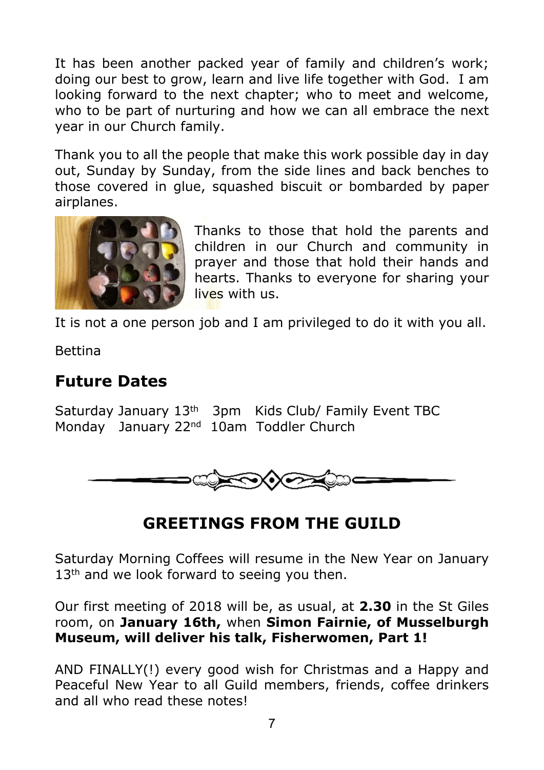It has been another packed year of family and children's work; doing our best to grow, learn and live life together with God. I am looking forward to the next chapter; who to meet and welcome, who to be part of nurturing and how we can all embrace the next year in our Church family.

Thank you to all the people that make this work possible day in day out, Sunday by Sunday, from the side lines and back benches to those covered in glue, squashed biscuit or bombarded by paper airplanes.

Thanks to those that hold the parents and children in our Church and community in prayer and those that hold their hands and hearts. Thanks to everyone for sharing your lives with us.

It is not a one person job and I am privileged to do it with you all.

Bettina

## Future Dates

Saturday January 13th 3pm Kids Club/ Family Event TBC
Monday January 22nd 10am Toddler Church

## GREETINGS FROM THE GUILD

Saturday Morning Coffees will resume in the New Year on January 13th and we look forward to seeing you then.

Our first meeting of 2018 will be, as usual, at **2.30** in the St Giles room, on **January 16th,** when **Simon Fairnie, of Musselburgh Museum, will deliver his talk, Fisherwomen, Part 1!**

AND FINALLY(!) every good wish for Christmas and a Happy and Peaceful New Year to all Guild members, friends, coffee drinkers and all who read these notes!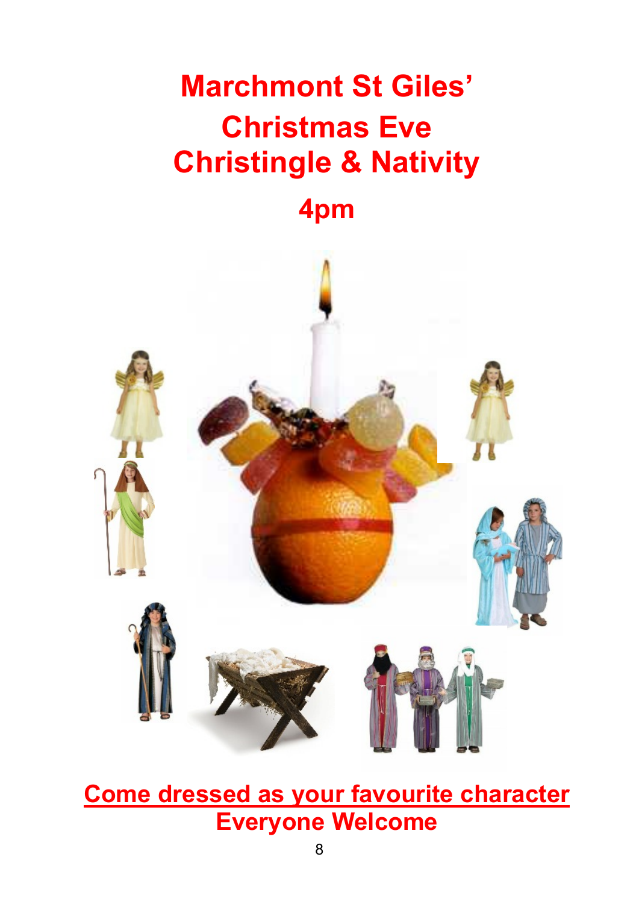# Marchmont St Giles' Christmas Eve Christingle & Nativity

## 4pm

**Come dressed as your favourite character**

**Everyone Welcome**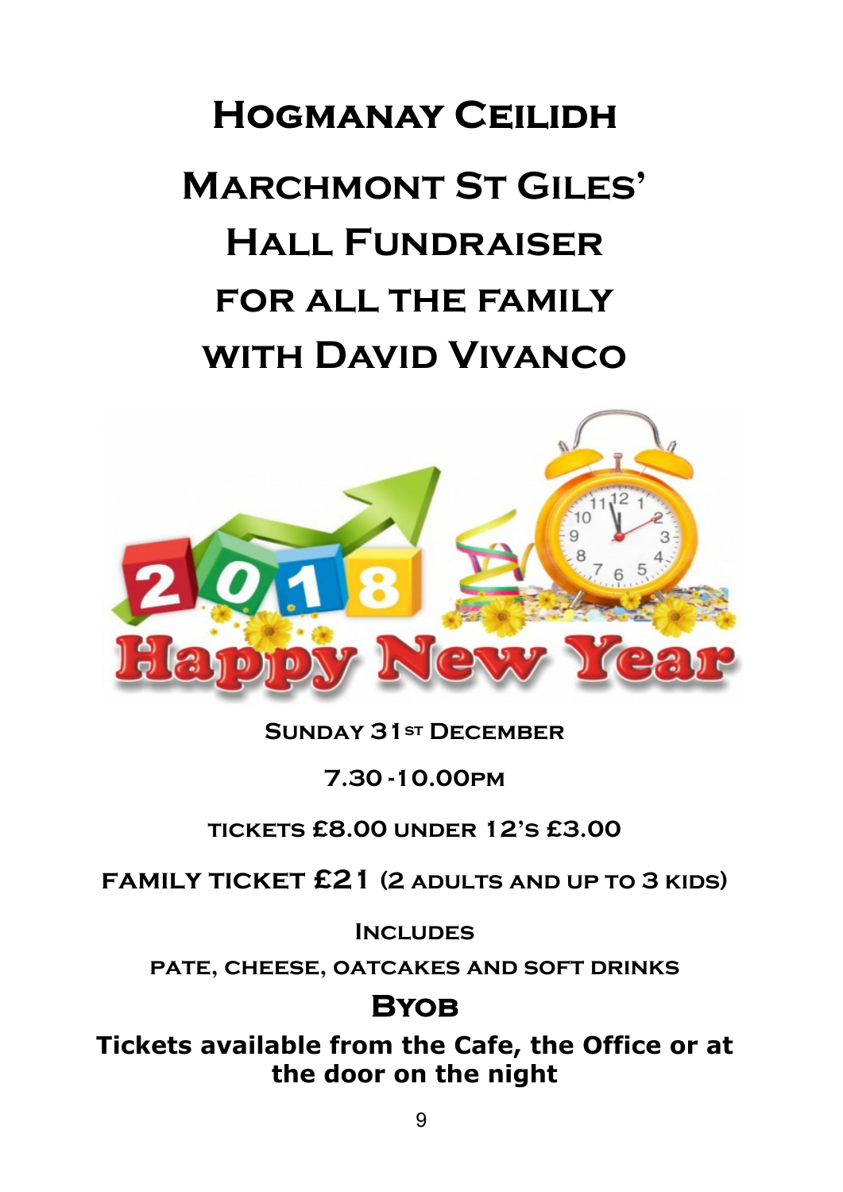# Hogmanay Ceilidh

# Marchmont St Giles' Hall Fundraiser

## for all the family

## with David Vivanco

**Sunday 31st December**

**7.30 -10.00pm**

**tickets £8.00 under 12's £3.00**

**family ticket £21 (2 adults and up to 3 kids)**

**Includes**

**pate, cheese, oatcakes and soft drinks**

## Byob

**Tickets available from the Cafe, the Office or at the door on the night**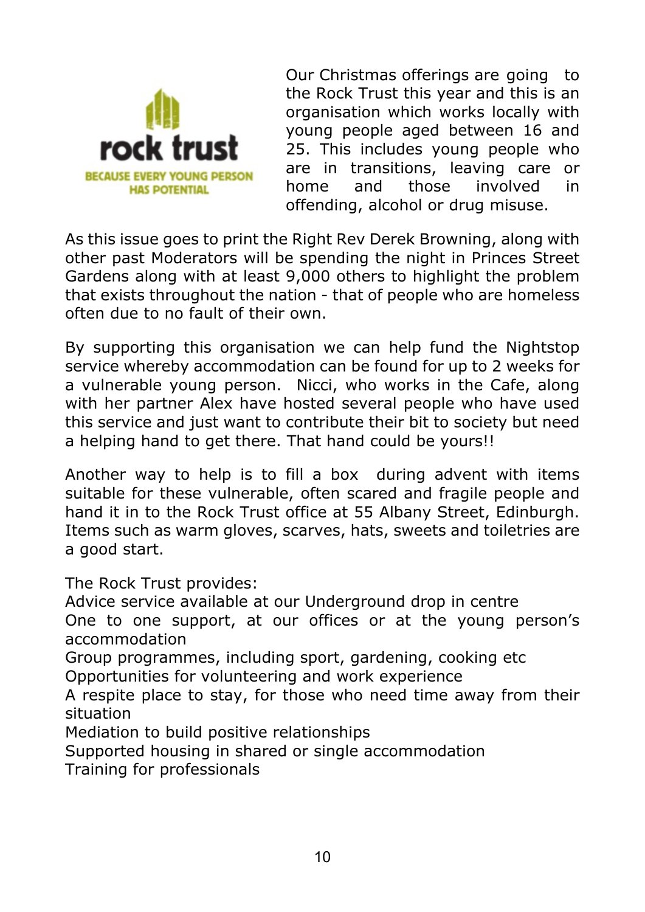rock trust

BECAUSE EVERY YOUNG PERSON HAS POTENTIAL

Our Christmas offerings are going to the Rock Trust this year and this is an organisation which works locally with young people aged between 16 and 25. This includes young people who are in transitions, leaving care or home and those involved in offending, alcohol or drug misuse.

As this issue goes to print the Right Rev Derek Browning, along with other past Moderators will be spending the night in Princes Street Gardens along with at least 9,000 others to highlight the problem that exists throughout the nation - that of people who are homeless often due to no fault of their own.

By supporting this organisation we can help fund the Nightstop service whereby accommodation can be found for up to 2 weeks for a vulnerable young person. Nicci, who works in the Cafe, along with her partner Alex have hosted several people who have used this service and just want to contribute their bit to society but need a helping hand to get there. That hand could be yours!!

Another way to help is to fill a box during advent with items suitable for these vulnerable, often scared and fragile people and hand it in to the Rock Trust office at 55 Albany Street, Edinburgh. Items such as warm gloves, scarves, hats, sweets and toiletries are a good start.

The Rock Trust provides:

Advice service available at our Underground drop in centre

One to one support, at our offices or at the young person's accommodation

Group programmes, including sport, gardening, cooking etc

Opportunities for volunteering and work experience

A respite place to stay, for those who need time away from their situation

Mediation to build positive relationships

Supported housing in shared or single accommodation

Training for professionals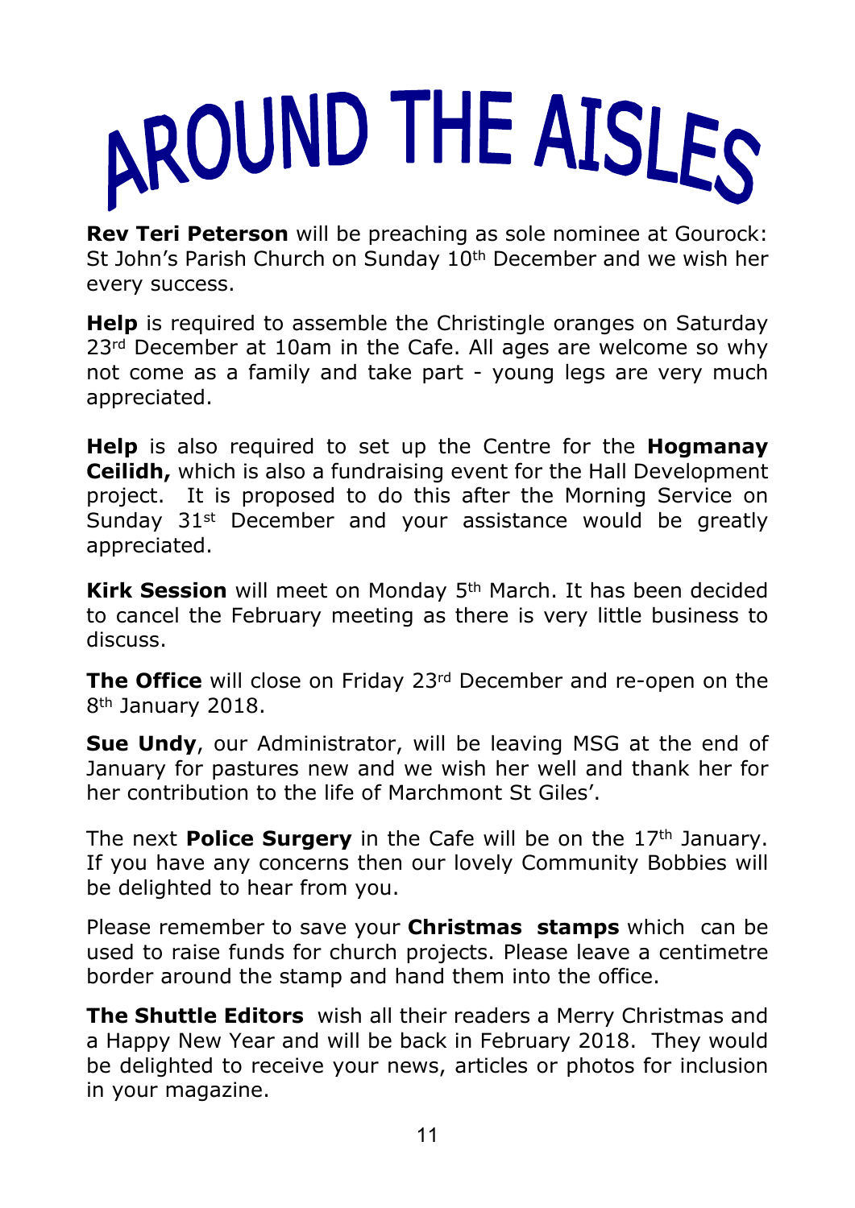# AROUND THE AISLES

**Rev Teri Peterson** will be preaching as sole nominee at Gourock: St John's Parish Church on Sunday 10th December and we wish her every success.

**Help** is required to assemble the Christingle oranges on Saturday 23rd December at 10am in the Cafe. All ages are welcome so why not come as a family and take part - young legs are very much appreciated.

**Help** is also required to set up the Centre for the **Hogmanay Ceilidh,** which is also a fundraising event for the Hall Development project. It is proposed to do this after the Morning Service on Sunday 31st December and your assistance would be greatly appreciated.

**Kirk Session** will meet on Monday 5th March. It has been decided to cancel the February meeting as there is very little business to discuss.

**The Office** will close on Friday 23rd December and re-open on the 8th January 2018.

**Sue Undy**, our Administrator, will be leaving MSG at the end of January for pastures new and we wish her well and thank her for her contribution to the life of Marchmont St Giles'.

The next **Police Surgery** in the Cafe will be on the 17th January. If you have any concerns then our lovely Community Bobbies will be delighted to hear from you.

Please remember to save your **Christmas stamps** which can be used to raise funds for church projects. Please leave a centimetre border around the stamp and hand them into the office.

**The Shuttle Editors** wish all their readers a Merry Christmas and a Happy New Year and will be back in February 2018. They would be delighted to receive your news, articles or photos for inclusion in your magazine.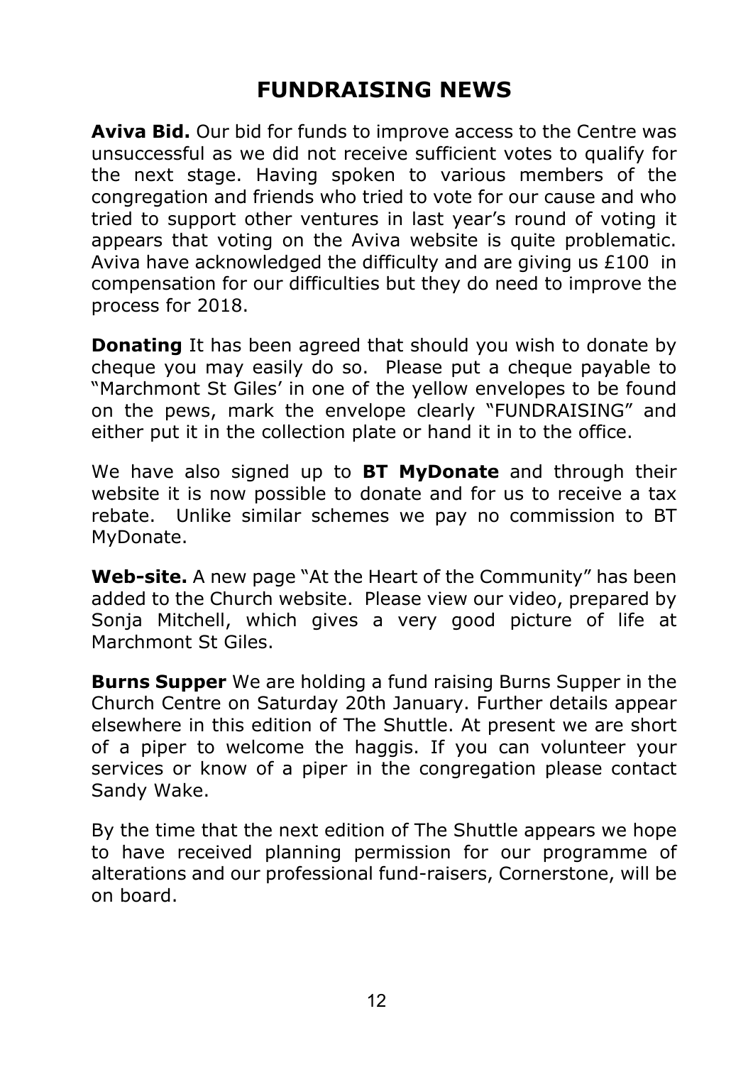# FUNDRAISING NEWS

**Aviva Bid.** Our bid for funds to improve access to the Centre was unsuccessful as we did not receive sufficient votes to qualify for the next stage. Having spoken to various members of the congregation and friends who tried to vote for our cause and who tried to support other ventures in last year's round of voting it appears that voting on the Aviva website is quite problematic. Aviva have acknowledged the difficulty and are giving us £100 in compensation for our difficulties but they do need to improve the process for 2018.

**Donating** It has been agreed that should you wish to donate by cheque you may easily do so. Please put a cheque payable to "Marchmont St Giles' in one of the yellow envelopes to be found on the pews, mark the envelope clearly "FUNDRAISING" and either put it in the collection plate or hand it in to the office.

We have also signed up to **BT MyDonate** and through their website it is now possible to donate and for us to receive a tax rebate. Unlike similar schemes we pay no commission to BT MyDonate.

**Web-site.** A new page "At the Heart of the Community" has been added to the Church website. Please view our video, prepared by Sonja Mitchell, which gives a very good picture of life at Marchmont St Giles.

**Burns Supper** We are holding a fund raising Burns Supper in the Church Centre on Saturday 20th January. Further details appear elsewhere in this edition of The Shuttle. At present we are short of a piper to welcome the haggis. If you can volunteer your services or know of a piper in the congregation please contact Sandy Wake.

By the time that the next edition of The Shuttle appears we hope to have received planning permission for our programme of alterations and our professional fund-raisers, Cornerstone, will be on board.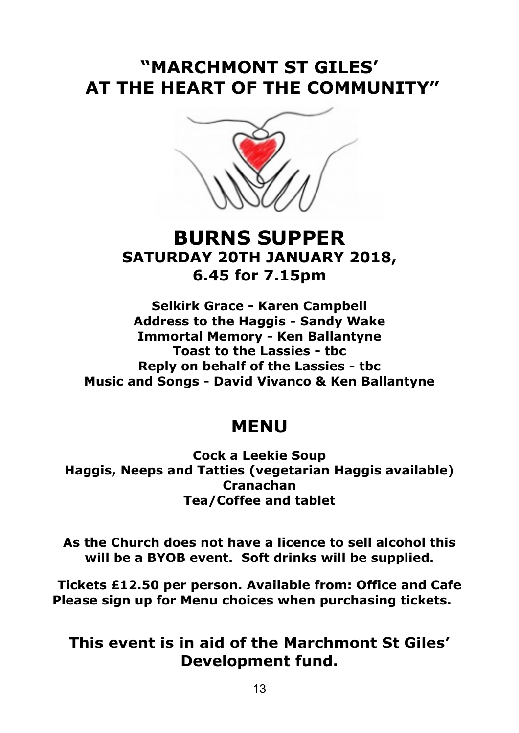# "MARCHMONT ST GILES' AT THE HEART OF THE COMMUNITY"

# BURNS SUPPER

## SATURDAY 20TH JANUARY 2018, 6.45 for 7.15pm

**Selkirk Grace - Karen Campbell**
**Address to the Haggis - Sandy Wake**
**Immortal Memory - Ken Ballantyne**
**Toast to the Lassies - tbc**
**Reply on behalf of the Lassies - tbc**
**Music and Songs - David Vivanco & Ken Ballantyne**

## MENU

**Cock a Leekie Soup**
**Haggis, Neeps and Tatties (vegetarian Haggis available)**
**Cranachan**
**Tea/Coffee and tablet**

**As the Church does not have a licence to sell alcohol this will be a BYOB event. Soft drinks will be supplied.**

**Tickets £12.50 per person. Available from: Office and Cafe**
**Please sign up for Menu choices when purchasing tickets.**

## This event is in aid of the Marchmont St Giles' Development fund.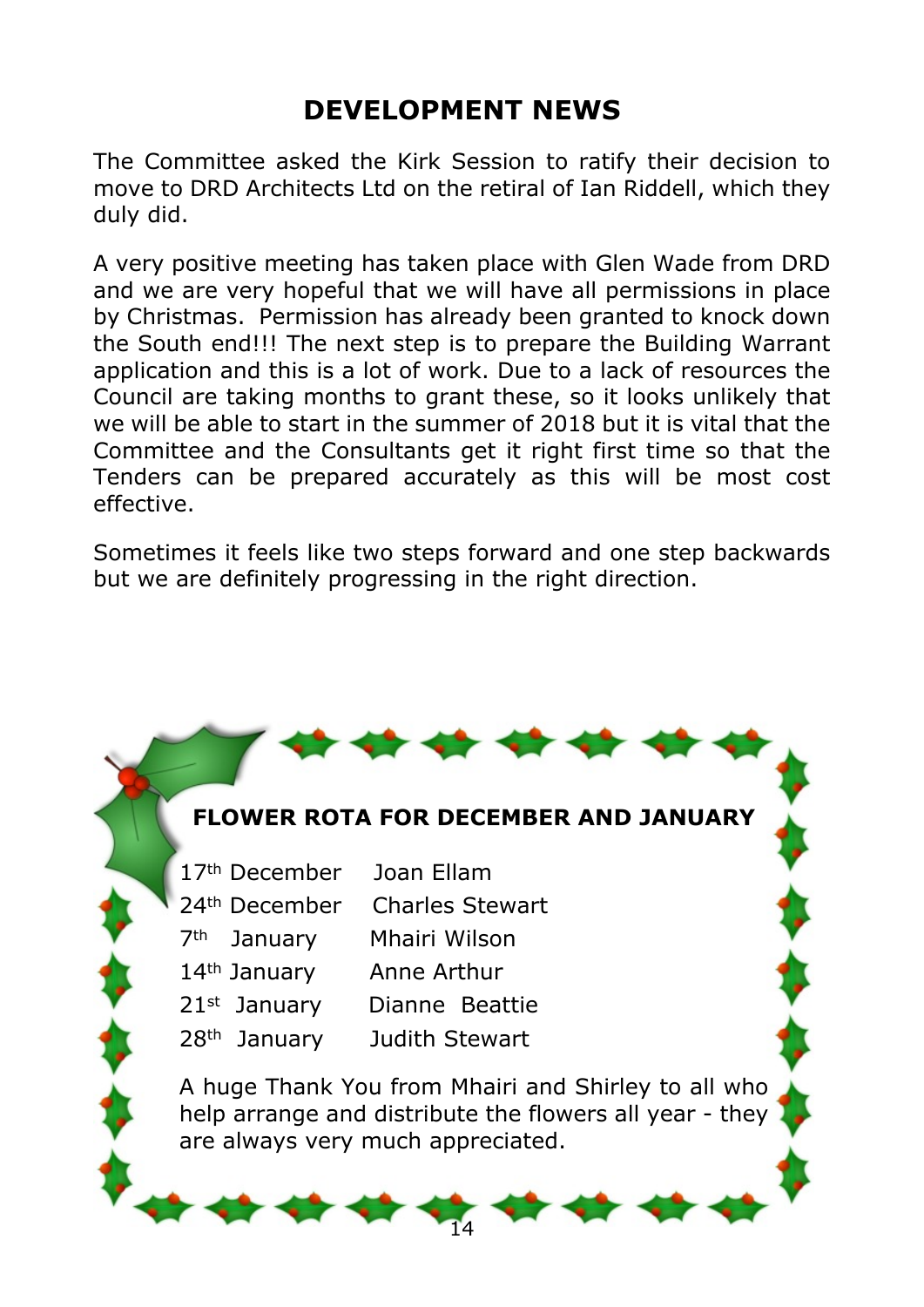# DEVELOPMENT NEWS

The Committee asked the Kirk Session to ratify their decision to move to DRD Architects Ltd on the retiral of Ian Riddell, which they duly did.

A very positive meeting has taken place with Glen Wade from DRD and we are very hopeful that we will have all permissions in place by Christmas. Permission has already been granted to knock down the South end!!! The next step is to prepare the Building Warrant application and this is a lot of work. Due to a lack of resources the Council are taking months to grant these, so it looks unlikely that we will be able to start in the summer of 2018 but it is vital that the Committee and the Consultants get it right first time so that the Tenders can be prepared accurately as this will be most cost effective.

Sometimes it feels like two steps forward and one step backwards but we are definitely progressing in the right direction.

## FLOWER ROTA FOR DECEMBER AND JANUARY

| | |
|---|---|
| 17th December | Joan Ellam |
| 24th December | Charles Stewart |
| 7th January | Mhairi Wilson |
| 14th January | Anne Arthur |
| 21st January | Dianne Beattie |
| 28th January | Judith Stewart |

A huge Thank You from Mhairi and Shirley to all who help arrange and distribute the flowers all year - they are always very much appreciated.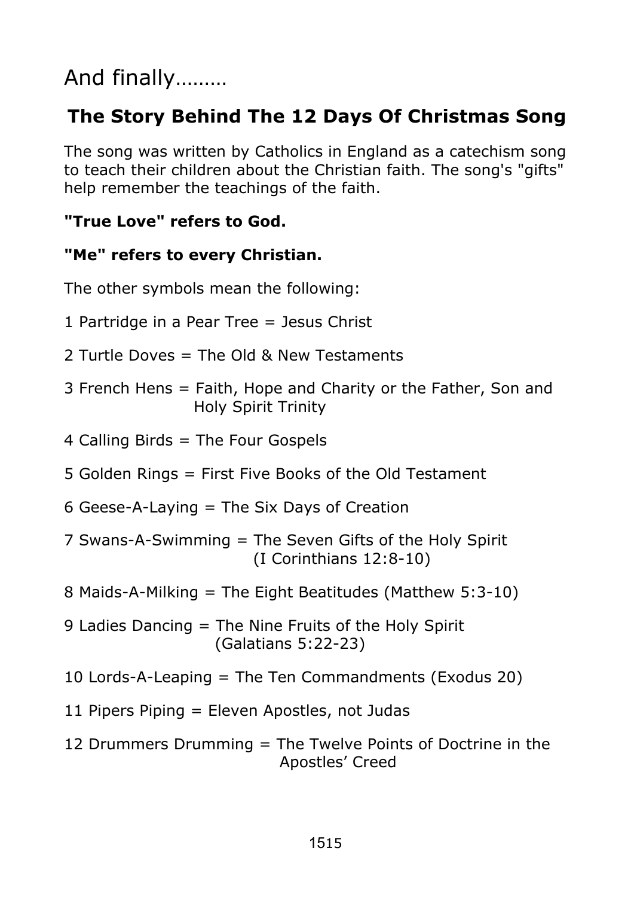# And finally………

## The Story Behind The 12 Days Of Christmas Song

The song was written by Catholics in England as a catechism song to teach their children about the Christian faith. The song's "gifts" help remember the teachings of the faith.

**"True Love" refers to God.**

**"Me" refers to every Christian.**

The other symbols mean the following:

1 Partridge in a Pear Tree = Jesus Christ

2 Turtle Doves = The Old & New Testaments

3 French Hens = Faith, Hope and Charity or the Father, Son and Holy Spirit Trinity

4 Calling Birds = The Four Gospels

5 Golden Rings = First Five Books of the Old Testament

6 Geese-A-Laying = The Six Days of Creation

7 Swans-A-Swimming = The Seven Gifts of the Holy Spirit (I Corinthians 12:8-10)

8 Maids-A-Milking = The Eight Beatitudes (Matthew 5:3-10)

9 Ladies Dancing = The Nine Fruits of the Holy Spirit (Galatians 5:22-23)

10 Lords-A-Leaping = The Ten Commandments (Exodus 20)

11 Pipers Piping = Eleven Apostles, not Judas

12 Drummers Drumming = The Twelve Points of Doctrine in the Apostles' Creed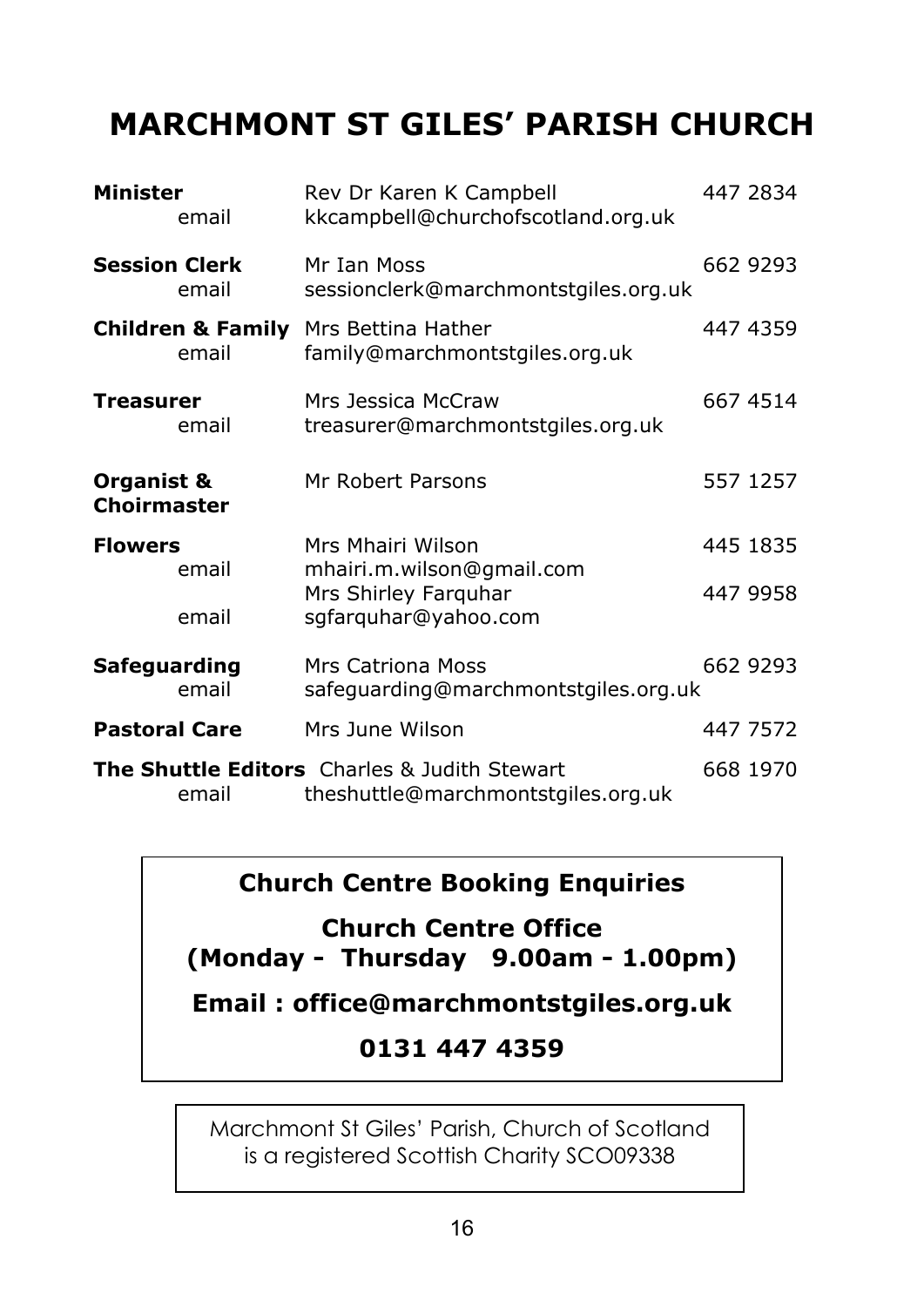# MARCHMONT ST GILES' PARISH CHURCH

| | | |
|---|---|---|
| **Minister** | Rev Dr Karen K Campbell | 447 2834 |
| email | kkcampbell@churchofscotland.org.uk | |
| **Session Clerk** | Mr Ian Moss | 662 9293 |
| email | sessionclerk@marchmontstgiles.org.uk | |
| **Children & Family** | Mrs Bettina Hather | 447 4359 |
| email | family@marchmontstgiles.org.uk | |
| **Treasurer** | Mrs Jessica McCraw | 667 4514 |
| email | treasurer@marchmontstgiles.org.uk | |
| **Organist & Choirmaster** | Mr Robert Parsons | 557 1257 |
| **Flowers** | Mrs Mhairi Wilson | 445 1835 |
| email | mhairi.m.wilson@gmail.com | |
| | Mrs Shirley Farquhar | 447 9958 |
| email | sgfarquhar@yahoo.com | |
| **Safeguarding** | Mrs Catriona Moss | 662 9293 |
| email | safeguarding@marchmontstgiles.org.uk | |
| **Pastoral Care** | Mrs June Wilson | 447 7572 |
| **The Shuttle Editors** | Charles & Judith Stewart | 668 1970 |
| email | theshuttle@marchmontstgiles.org.uk | |

**Church Centre Booking Enquiries**

**Church Centre Office**
**(Monday - Thursday 9.00am - 1.00pm)**

**Email : office@marchmontstgiles.org.uk**

**0131 447 4359**

Marchmont St Giles' Parish, Church of Scotland
is a registered Scottish Charity SCO09338